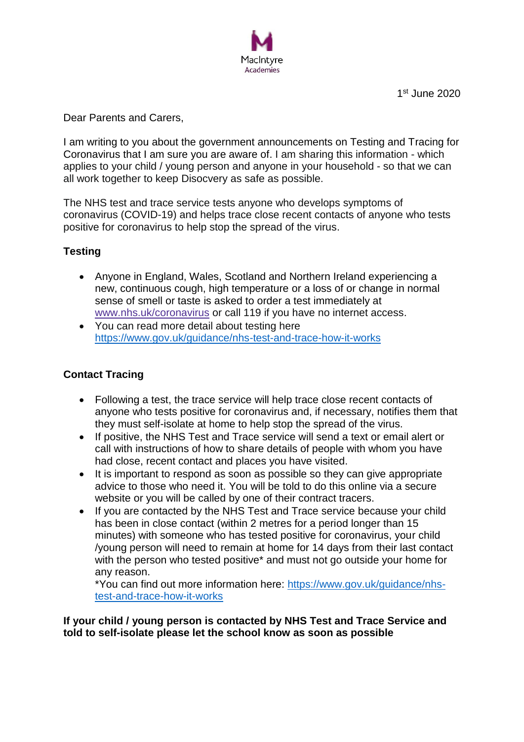MacIntyre Academies

1st June 2020

Dear Parents and Carers,

I am writing to you about the government announcements on Testing and Tracing for Coronavirus that I am sure you are aware of. I am sharing this information - which applies to your child / young person and anyone in your household - so that we can all work together to keep Disocvery as safe as possible.

The NHS test and trace service tests anyone who develops symptoms of coronavirus (COVID-19) and helps trace close recent contacts of anyone who tests positive for coronavirus to help stop the spread of the virus.

**Testing**

- Anyone in England, Wales, Scotland and Northern Ireland experiencing a new, continuous cough, high temperature or a loss of or change in normal sense of smell or taste is asked to order a test immediately at www.nhs.uk/coronavirus or call 119 if you have no internet access.
- You can read more detail about testing here https://www.gov.uk/guidance/nhs-test-and-trace-how-it-works

**Contact Tracing**

- Following a test, the trace service will help trace close recent contacts of anyone who tests positive for coronavirus and, if necessary, notifies them that they must self-isolate at home to help stop the spread of the virus.
- If positive, the NHS Test and Trace service will send a text or email alert or call with instructions of how to share details of people with whom you have had close, recent contact and places you have visited.
- It is important to respond as soon as possible so they can give appropriate advice to those who need it. You will be told to do this online via a secure website or you will be called by one of their contract tracers.
- If you are contacted by the NHS Test and Trace service because your child has been in close contact (within 2 metres for a period longer than 15 minutes) with someone who has tested positive for coronavirus, your child /young person will need to remain at home for 14 days from their last contact with the person who tested positive* and must not go outside your home for any reason.
  *You can find out more information here: https://www.gov.uk/guidance/nhs-test-and-trace-how-it-works

**If your child / young person is contacted by NHS Test and Trace Service and told to self-isolate please let the school know as soon as possible**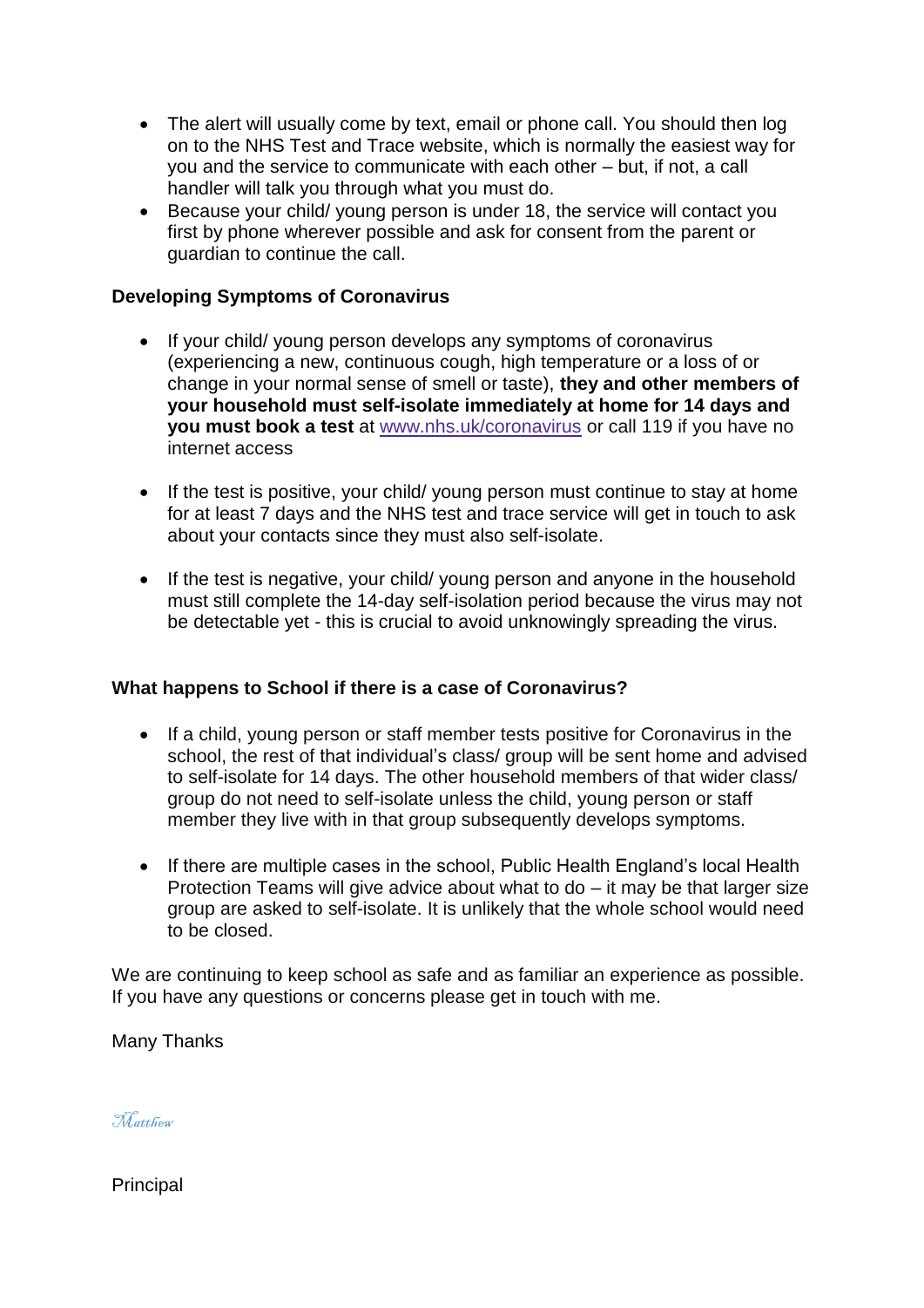- The alert will usually come by text, email or phone call. You should then log on to the NHS Test and Trace website, which is normally the easiest way for you and the service to communicate with each other – but, if not, a call handler will talk you through what you must do.
- Because your child/ young person is under 18, the service will contact you first by phone wherever possible and ask for consent from the parent or guardian to continue the call.

**Developing Symptoms of Coronavirus**

- If your child/ young person develops any symptoms of coronavirus (experiencing a new, continuous cough, high temperature or a loss of or change in your normal sense of smell or taste), **they and other members of your household must self-isolate immediately at home for 14 days and you must book a test** at [www.nhs.uk/coronavirus](www.nhs.uk/coronavirus) or call 119 if you have no internet access

- If the test is positive, your child/ young person must continue to stay at home for at least 7 days and the NHS test and trace service will get in touch to ask about your contacts since they must also self-isolate.

- If the test is negative, your child/ young person and anyone in the household must still complete the 14-day self-isolation period because the virus may not be detectable yet - this is crucial to avoid unknowingly spreading the virus.

**What happens to School if there is a case of Coronavirus?**

- If a child, young person or staff member tests positive for Coronavirus in the school, the rest of that individual's class/ group will be sent home and advised to self-isolate for 14 days. The other household members of that wider class/ group do not need to self-isolate unless the child, young person or staff member they live with in that group subsequently develops symptoms.

- If there are multiple cases in the school, Public Health England's local Health Protection Teams will give advice about what to do – it may be that larger size group are asked to self-isolate. It is unlikely that the whole school would need to be closed.

We are continuing to keep school as safe and as familiar an experience as possible. If you have any questions or concerns please get in touch with me.

Many Thanks

*Matthew*

Principal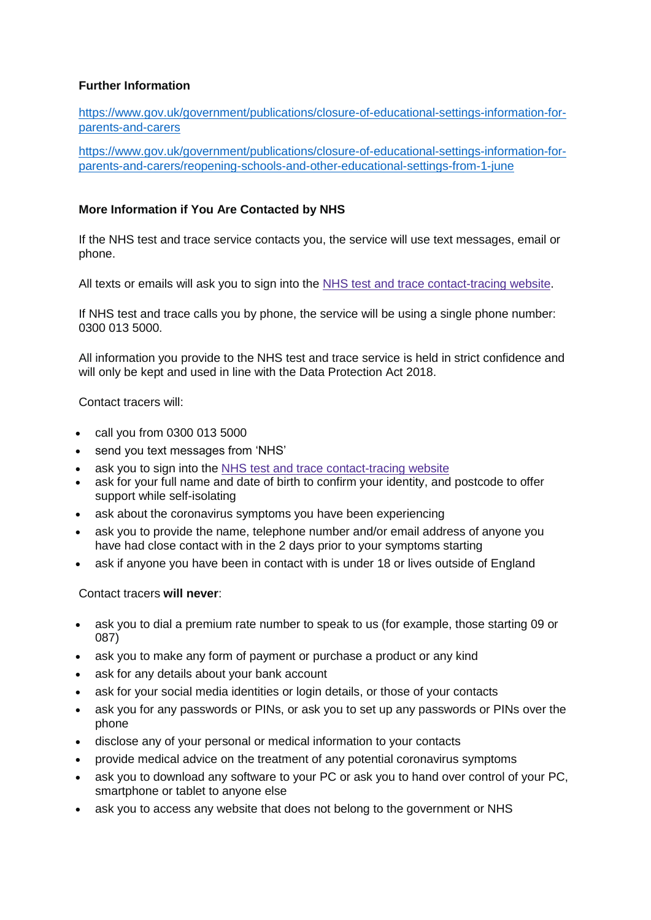**Further Information**

[https://www.gov.uk/government/publications/closure-of-educational-settings-information-for-parents-and-carers](https://www.gov.uk/government/publications/closure-of-educational-settings-information-for-parents-and-carers)

[https://www.gov.uk/government/publications/closure-of-educational-settings-information-for-parents-and-carers/reopening-schools-and-other-educational-settings-from-1-june](https://www.gov.uk/government/publications/closure-of-educational-settings-information-for-parents-and-carers/reopening-schools-and-other-educational-settings-from-1-june)

**More Information if You Are Contacted by NHS**

If the NHS test and trace service contacts you, the service will use text messages, email or phone.

All texts or emails will ask you to sign into the NHS test and trace contact-tracing website.

If NHS test and trace calls you by phone, the service will be using a single phone number: 0300 013 5000.

All information you provide to the NHS test and trace service is held in strict confidence and will only be kept and used in line with the Data Protection Act 2018.

Contact tracers will:

- call you from 0300 013 5000
- send you text messages from 'NHS'
- ask you to sign into the NHS test and trace contact-tracing website
- ask for your full name and date of birth to confirm your identity, and postcode to offer support while self-isolating
- ask about the coronavirus symptoms you have been experiencing
- ask you to provide the name, telephone number and/or email address of anyone you have had close contact with in the 2 days prior to your symptoms starting
- ask if anyone you have been in contact with is under 18 or lives outside of England

Contact tracers **will never**:

- ask you to dial a premium rate number to speak to us (for example, those starting 09 or 087)
- ask you to make any form of payment or purchase a product or any kind
- ask for any details about your bank account
- ask for your social media identities or login details, or those of your contacts
- ask you for any passwords or PINs, or ask you to set up any passwords or PINs over the phone
- disclose any of your personal or medical information to your contacts
- provide medical advice on the treatment of any potential coronavirus symptoms
- ask you to download any software to your PC or ask you to hand over control of your PC, smartphone or tablet to anyone else
- ask you to access any website that does not belong to the government or NHS